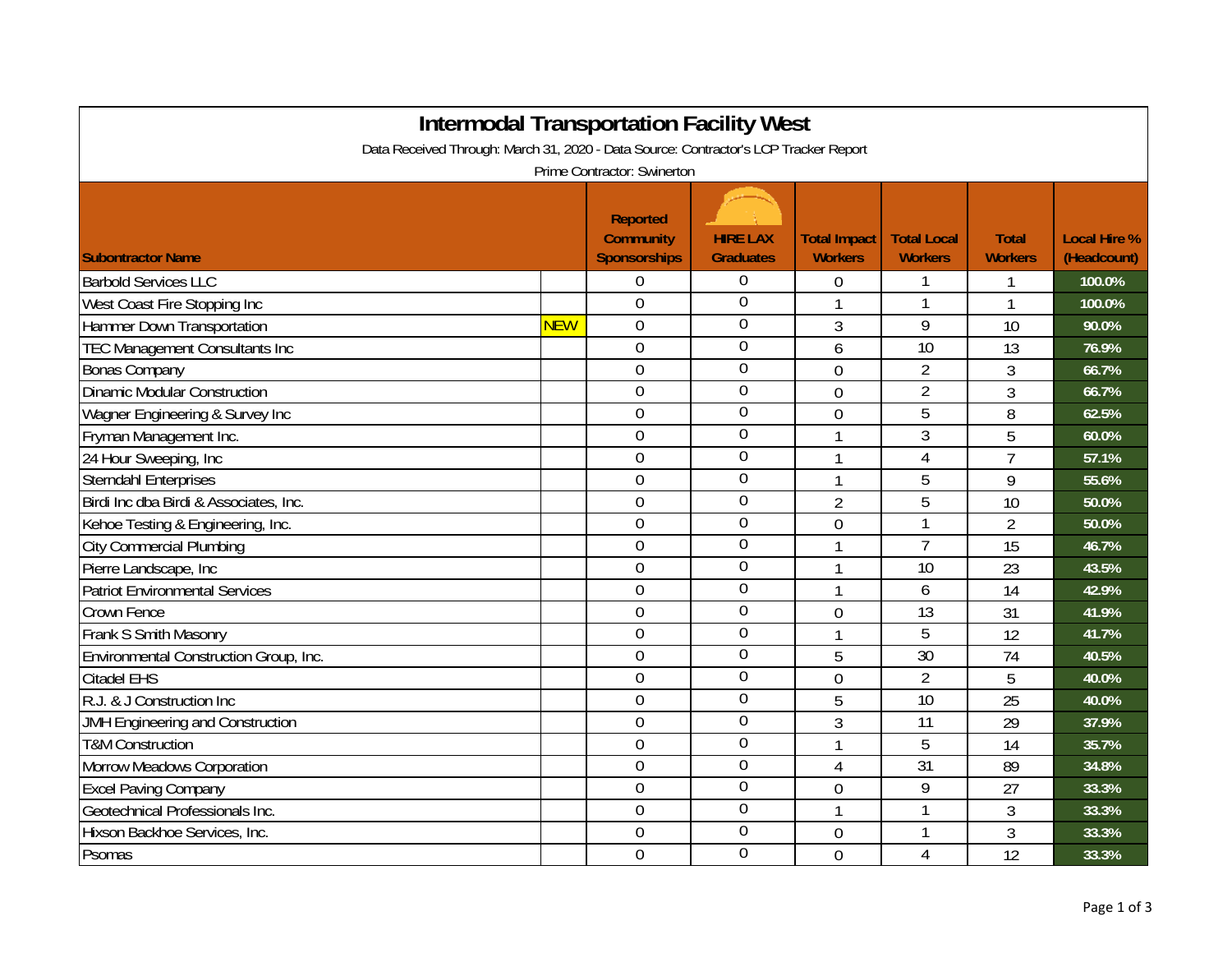# Intermodal Transportation Facility West

Data Received Through: March 31, 2020 - Data Source: Contractor's LCP Tracker Report

Prime Contractor: Swinerton

| Subontractor Name | | Reported Community Sponsorships | HIRE LAX Graduates | Total Impact Workers | Total Local Workers | Total Workers | Local Hire % (Headcount) |
|---|---|---|---|---|---|---|---|
| Barbold Services LLC | | 0 | 0 | 0 | 1 | 1 | 100.0% |
| West Coast Fire Stopping Inc | | 0 | 0 | 1 | 1 | 1 | 100.0% |
| Hammer Down Transportation | NEW | 0 | 0 | 3 | 9 | 10 | 90.0% |
| TEC Management Consultants Inc | | 0 | 0 | 6 | 10 | 13 | 76.9% |
| Bonas Company | | 0 | 0 | 0 | 2 | 3 | 66.7% |
| Dinamic Modular Construction | | 0 | 0 | 0 | 2 | 3 | 66.7% |
| Wagner Engineering & Survey Inc | | 0 | 0 | 0 | 5 | 8 | 62.5% |
| Fryman Management Inc. | | 0 | 0 | 1 | 3 | 5 | 60.0% |
| 24 Hour Sweeping, Inc | | 0 | 0 | 1 | 4 | 7 | 57.1% |
| Sterndahl Enterprises | | 0 | 0 | 1 | 5 | 9 | 55.6% |
| Birdi Inc dba Birdi & Associates, Inc. | | 0 | 0 | 2 | 5 | 10 | 50.0% |
| Kehoe Testing & Engineering, Inc. | | 0 | 0 | 0 | 1 | 2 | 50.0% |
| City Commercial Plumbing | | 0 | 0 | 1 | 7 | 15 | 46.7% |
| Pierre Landscape, Inc | | 0 | 0 | 1 | 10 | 23 | 43.5% |
| Patriot Environmental Services | | 0 | 0 | 1 | 6 | 14 | 42.9% |
| Crown Fence | | 0 | 0 | 0 | 13 | 31 | 41.9% |
| Frank S Smith Masonry | | 0 | 0 | 1 | 5 | 12 | 41.7% |
| Environmental Construction Group, Inc. | | 0 | 0 | 5 | 30 | 74 | 40.5% |
| Citadel EHS | | 0 | 0 | 0 | 2 | 5 | 40.0% |
| R.J. & J Construction Inc | | 0 | 0 | 5 | 10 | 25 | 40.0% |
| JMH Engineering and Construction | | 0 | 0 | 3 | 11 | 29 | 37.9% |
| T&M Construction | | 0 | 0 | 1 | 5 | 14 | 35.7% |
| Morrow Meadows Corporation | | 0 | 0 | 4 | 31 | 89 | 34.8% |
| Excel Paving Company | | 0 | 0 | 0 | 9 | 27 | 33.3% |
| Geotechnical Professionals Inc. | | 0 | 0 | 1 | 1 | 3 | 33.3% |
| Hixson Backhoe Services, Inc. | | 0 | 0 | 0 | 1 | 3 | 33.3% |
| Psomas | | 0 | 0 | 0 | 4 | 12 | 33.3% |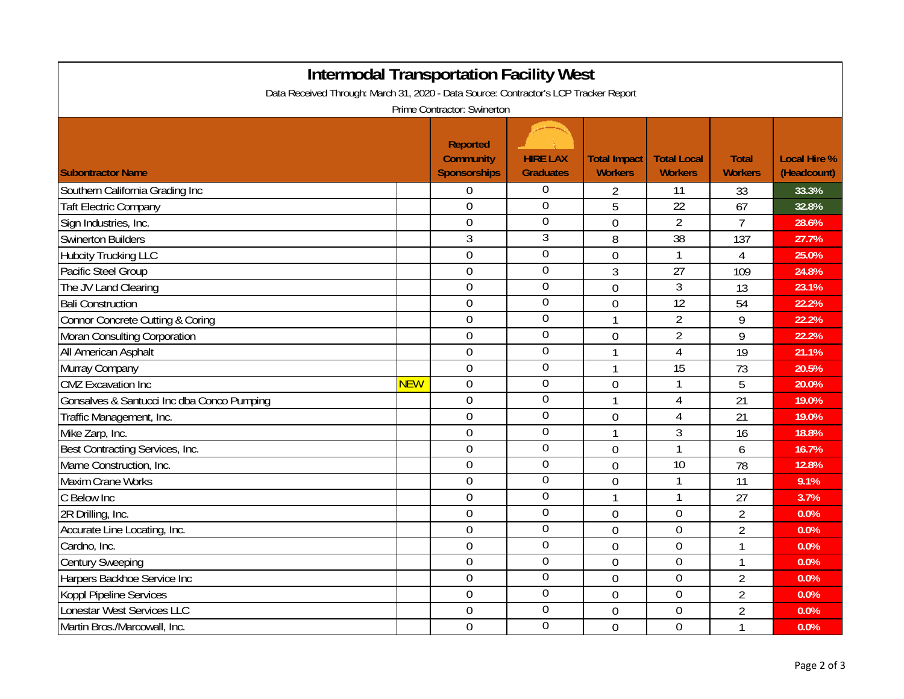# Intermodal Transportation Facility West

Data Received Through: March 31, 2020 - Data Source: Contractor's LCP Tracker Report

Prime Contractor: Swinerton

| Subontractor Name | | Reported Community Sponsorships | HIRE LAX Graduates | Total Impact Workers | Total Local Workers | Total Workers | Local Hire % (Headcount) |
|---|---|---|---|---|---|---|---|
| Southern California Grading Inc | | 0 | 0 | 2 | 11 | 33 | 33.3% |
| Taft Electric Company | | 0 | 0 | 5 | 22 | 67 | 32.8% |
| Sign Industries, Inc. | | 0 | 0 | 0 | 2 | 7 | 28.6% |
| Swinerton Builders | | 3 | 3 | 8 | 38 | 137 | 27.7% |
| Hubcity Trucking LLC | | 0 | 0 | 0 | 1 | 4 | 25.0% |
| Pacific Steel Group | | 0 | 0 | 3 | 27 | 109 | 24.8% |
| The JV Land Clearing | | 0 | 0 | 0 | 3 | 13 | 23.1% |
| Bali Construction | | 0 | 0 | 0 | 12 | 54 | 22.2% |
| Connor Concrete Cutting & Coring | | 0 | 0 | 1 | 2 | 9 | 22.2% |
| Moran Consulting Corporation | | 0 | 0 | 0 | 2 | 9 | 22.2% |
| All American Asphalt | | 0 | 0 | 1 | 4 | 19 | 21.1% |
| Murray Company | | 0 | 0 | 1 | 15 | 73 | 20.5% |
| CMZ Excavation Inc | NEW | 0 | 0 | 0 | 1 | 5 | 20.0% |
| Gonsalves & Santucci Inc dba Conco Pumping | | 0 | 0 | 1 | 4 | 21 | 19.0% |
| Traffic Management, Inc. | | 0 | 0 | 0 | 4 | 21 | 19.0% |
| Mike Zarp, Inc. | | 0 | 0 | 1 | 3 | 16 | 18.8% |
| Best Contracting Services, Inc. | | 0 | 0 | 0 | 1 | 6 | 16.7% |
| Marne Construction, Inc. | | 0 | 0 | 0 | 10 | 78 | 12.8% |
| Maxim Crane Works | | 0 | 0 | 0 | 1 | 11 | 9.1% |
| C Below Inc | | 0 | 0 | 1 | 1 | 27 | 3.7% |
| 2R Drilling, Inc. | | 0 | 0 | 0 | 0 | 2 | 0.0% |
| Accurate Line Locating, Inc. | | 0 | 0 | 0 | 0 | 2 | 0.0% |
| Cardno, Inc. | | 0 | 0 | 0 | 0 | 1 | 0.0% |
| Century Sweeping | | 0 | 0 | 0 | 0 | 1 | 0.0% |
| Harpers Backhoe Service Inc | | 0 | 0 | 0 | 0 | 2 | 0.0% |
| Koppl Pipeline Services | | 0 | 0 | 0 | 0 | 2 | 0.0% |
| Lonestar West Services LLC | | 0 | 0 | 0 | 0 | 2 | 0.0% |
| Martin Bros./Marcowall, Inc. | | 0 | 0 | 0 | 0 | 1 | 0.0% |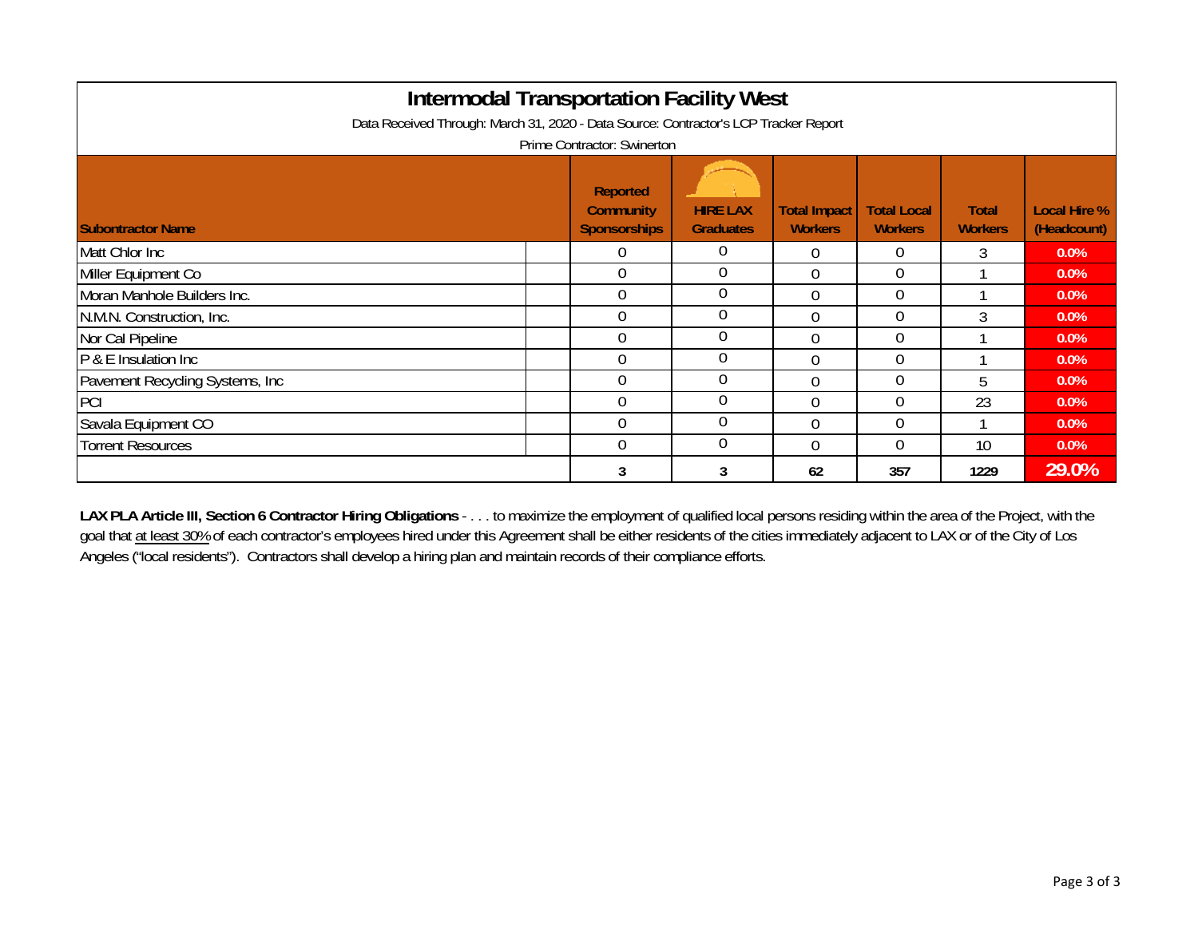# Intermodal Transportation Facility West

Data Received Through: March 31, 2020 - Data Source: Contractor's LCP Tracker Report

Prime Contractor: Swinerton

| Subontractor Name | Reported Community Sponsorships | HIRE LAX Graduates | Total Impact Workers | Total Local Workers | Total Workers | Local Hire % (Headcount) |
|---|---|---|---|---|---|---|
| Matt Chlor Inc | 0 | 0 | 0 | 0 | 3 | 0.0% |
| Miller Equipment Co | 0 | 0 | 0 | 0 | 1 | 0.0% |
| Moran Manhole Builders Inc. | 0 | 0 | 0 | 0 | 1 | 0.0% |
| N.M.N. Construction, Inc. | 0 | 0 | 0 | 0 | 3 | 0.0% |
| Nor Cal Pipeline | 0 | 0 | 0 | 0 | 1 | 0.0% |
| P & E Insulation Inc | 0 | 0 | 0 | 0 | 1 | 0.0% |
| Pavement Recycling Systems, Inc | 0 | 0 | 0 | 0 | 5 | 0.0% |
| PCI | 0 | 0 | 0 | 0 | 23 | 0.0% |
| Savala Equipment CO | 0 | 0 | 0 | 0 | 1 | 0.0% |
| Torrent Resources | 0 | 0 | 0 | 0 | 10 | 0.0% |
| | **3** | **3** | **62** | **357** | **1229** | **29.0%** |

**LAX PLA Article III, Section 6 Contractor Hiring Obligations** - . . . to maximize the employment of qualified local persons residing within the area of the Project, with the goal that at least 30% of each contractor's employees hired under this Agreement shall be either residents of the cities immediately adjacent to LAX or of the City of Los Angeles ("local residents"). Contractors shall develop a hiring plan and maintain records of their compliance efforts.